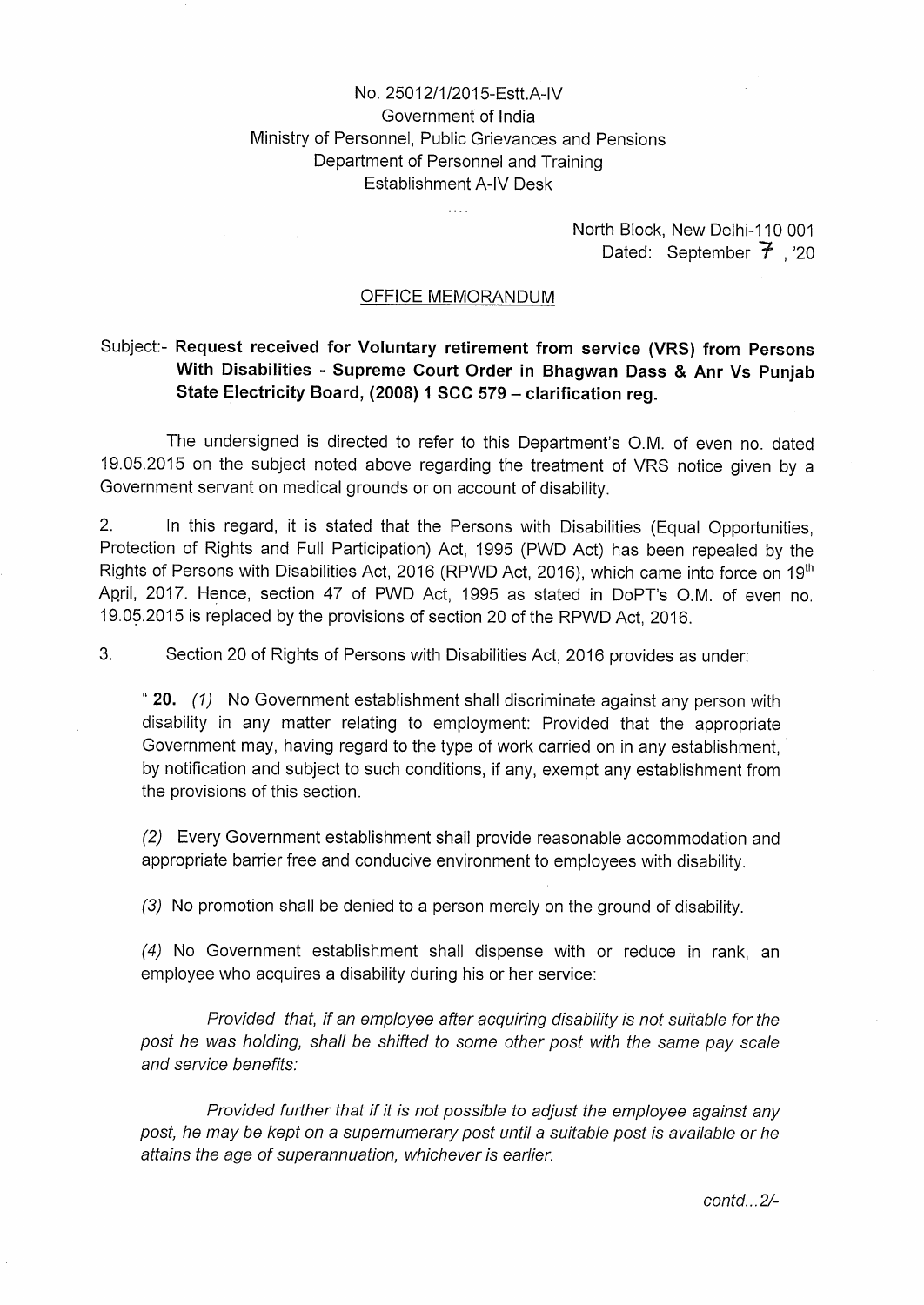No. 25012/1/2015-Estt.A-IV
Government of India
Ministry of Personnel, Public Grievances and Pensions
Department of Personnel and Training
Establishment A-IV Desk

....

North Block, New Delhi-110 001
Dated: September 7, '20

## OFFICE MEMORANDUM

Subject:- **Request received for Voluntary retirement from service (VRS) from Persons With Disabilities - Supreme Court Order in Bhagwan Dass & Anr Vs Punjab State Electricity Board, (2008) 1 SCC 579 – clarification reg.**

The undersigned is directed to refer to this Department's O.M. of even no. dated 19.05.2015 on the subject noted above regarding the treatment of VRS notice given by a Government servant on medical grounds or on account of disability.

2. In this regard, it is stated that the Persons with Disabilities (Equal Opportunities, Protection of Rights and Full Participation) Act, 1995 (PWD Act) has been repealed by the Rights of Persons with Disabilities Act, 2016 (RPWD Act, 2016), which came into force on 19th April, 2017. Hence, section 47 of PWD Act, 1995 as stated in DoPT's O.M. of even no. 19.05.2015 is replaced by the provisions of section 20 of the RPWD Act, 2016.

3. Section 20 of Rights of Persons with Disabilities Act, 2016 provides as under:

" **20.** *(1)* No Government establishment shall discriminate against any person with disability in any matter relating to employment: Provided that the appropriate Government may, having regard to the type of work carried on in any establishment, by notification and subject to such conditions, if any, exempt any establishment from the provisions of this section.

*(2)* Every Government establishment shall provide reasonable accommodation and appropriate barrier free and conducive environment to employees with disability.

*(3)* No promotion shall be denied to a person merely on the ground of disability.

*(4)* No Government establishment shall dispense with or reduce in rank, an employee who acquires a disability during his or her service:

*Provided that, if an employee after acquiring disability is not suitable for the post he was holding, shall be shifted to some other post with the same pay scale and service benefits:*

*Provided further that if it is not possible to adjust the employee against any post, he may be kept on a supernumerary post until a suitable post is available or he attains the age of superannuation, whichever is earlier.*

contd...2/-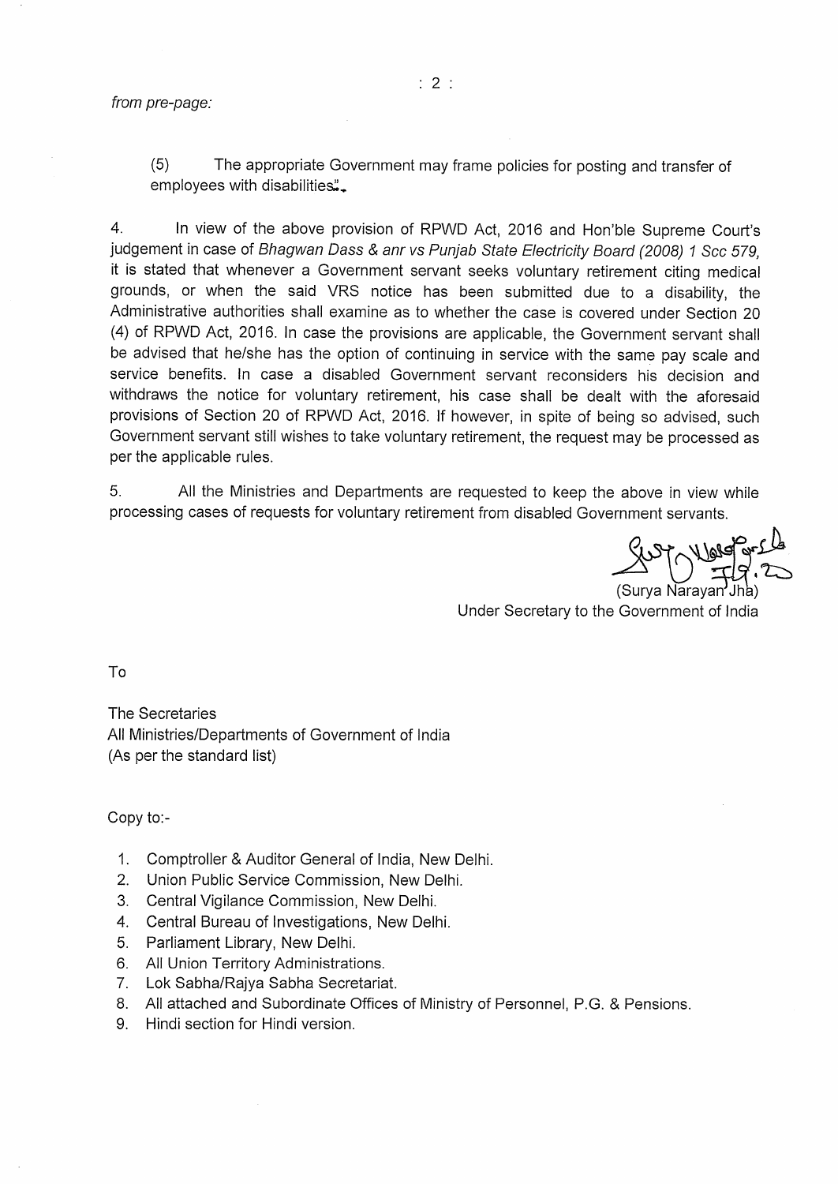*from pre-page:*

(5) The appropriate Government may frame policies for posting and transfer of employees with disabilities".

4. In view of the above provision of RPWD Act, 2016 and Hon'ble Supreme Court's judgement in case of *Bhagwan Dass & anr vs Punjab State Electricity Board (2008) 1 Scc 579,* it is stated that whenever a Government servant seeks voluntary retirement citing medical grounds, or when the said VRS notice has been submitted due to a disability, the Administrative authorities shall examine as to whether the case is covered under Section 20 (4) of RPWD Act, 2016. In case the provisions are applicable, the Government servant shall be advised that he/she has the option of continuing in service with the same pay scale and service benefits. In case a disabled Government servant reconsiders his decision and withdraws the notice for voluntary retirement, his case shall be dealt with the aforesaid provisions of Section 20 of RPWD Act, 2016. If however, in spite of being so advised, such Government servant still wishes to take voluntary retirement, the request may be processed as per the applicable rules.

5. All the Ministries and Departments are requested to keep the above in view while processing cases of requests for voluntary retirement from disabled Government servants.

(Surya Narayan Jha)
Under Secretary to the Government of India

To

The Secretaries
All Ministries/Departments of Government of India
(As per the standard list)

Copy to:-

1. Comptroller & Auditor General of India, New Delhi.
2. Union Public Service Commission, New Delhi.
3. Central Vigilance Commission, New Delhi.
4. Central Bureau of Investigations, New Delhi.
5. Parliament Library, New Delhi.
6. All Union Territory Administrations.
7. Lok Sabha/Rajya Sabha Secretariat.
8. All attached and Subordinate Offices of Ministry of Personnel, P.G. & Pensions.
9. Hindi section for Hindi version.